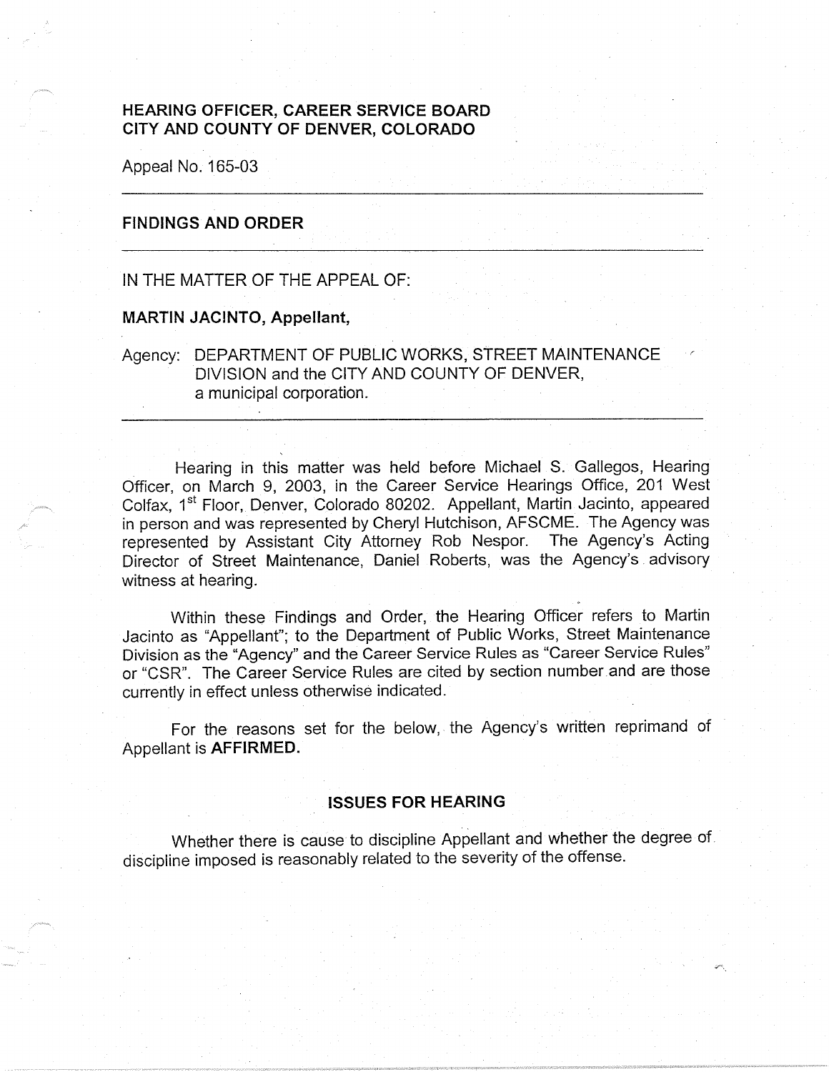**HEARING OFFICER, CAREER SERVICE BOARD**
**CITY AND COUNTY OF DENVER, COLORADO**

Appeal No. 165-03

---

## FINDINGS AND ORDER

---

IN THE MATTER OF THE APPEAL OF:

**MARTIN JACINTO, Appellant,**

Agency: DEPARTMENT OF PUBLIC WORKS, STREET MAINTENANCE DIVISION and the CITY AND COUNTY OF DENVER, a municipal corporation.

---

Hearing in this matter was held before Michael S. Gallegos, Hearing Officer, on March 9, 2003, in the Career Service Hearings Office, 201 West Colfax, 1st Floor, Denver, Colorado 80202. Appellant, Martin Jacinto, appeared in person and was represented by Cheryl Hutchison, AFSCME. The Agency was represented by Assistant City Attorney Rob Nespor. The Agency's Acting Director of Street Maintenance, Daniel Roberts, was the Agency's advisory witness at hearing.

Within these Findings and Order, the Hearing Officer refers to Martin Jacinto as "Appellant"; to the Department of Public Works, Street Maintenance Division as the "Agency" and the Career Service Rules as "Career Service Rules" or "CSR". The Career Service Rules are cited by section number and are those currently in effect unless otherwise indicated.

For the reasons set for the below, the Agency's written reprimand of Appellant is **AFFIRMED.**

## ISSUES FOR HEARING

Whether there is cause to discipline Appellant and whether the degree of discipline imposed is reasonably related to the severity of the offense.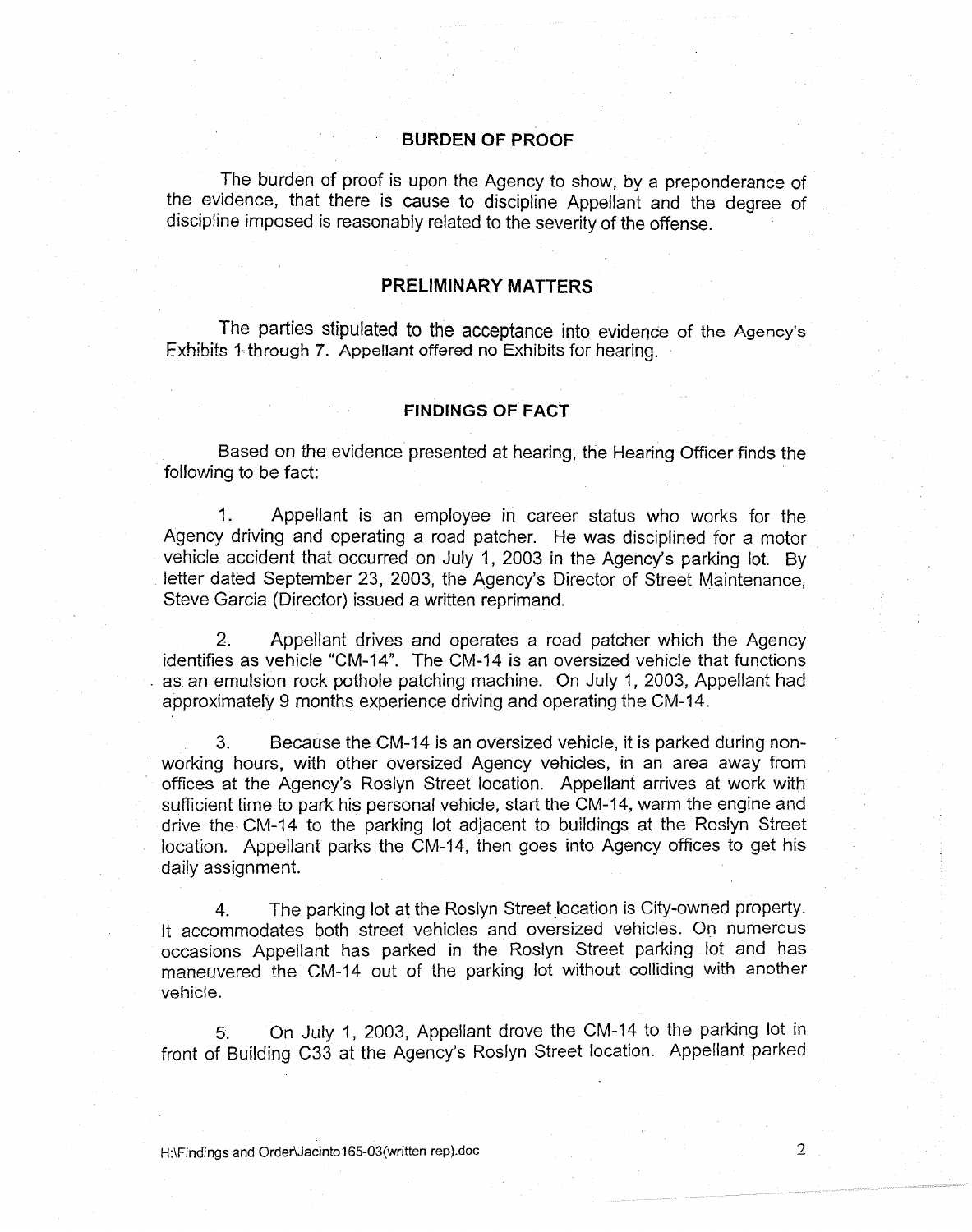## BURDEN OF PROOF

The burden of proof is upon the Agency to show, by a preponderance of the evidence, that there is cause to discipline Appellant and the degree of discipline imposed is reasonably related to the severity of the offense.

## PRELIMINARY MATTERS

The parties stipulated to the acceptance into evidence of the Agency's Exhibits 1 through 7. Appellant offered no Exhibits for hearing.

## FINDINGS OF FACT

Based on the evidence presented at hearing, the Hearing Officer finds the following to be fact:

1. Appellant is an employee in career status who works for the Agency driving and operating a road patcher. He was disciplined for a motor vehicle accident that occurred on July 1, 2003 in the Agency's parking lot. By letter dated September 23, 2003, the Agency's Director of Street Maintenance, Steve Garcia (Director) issued a written reprimand.

2. Appellant drives and operates a road patcher which the Agency identifies as vehicle "CM-14". The CM-14 is an oversized vehicle that functions as an emulsion rock pothole patching machine. On July 1, 2003, Appellant had approximately 9 months experience driving and operating the CM-14.

3. Because the CM-14 is an oversized vehicle, it is parked during non-working hours, with other oversized Agency vehicles, in an area away from offices at the Agency's Roslyn Street location. Appellant arrives at work with sufficient time to park his personal vehicle, start the CM-14, warm the engine and drive the CM-14 to the parking lot adjacent to buildings at the Roslyn Street location. Appellant parks the CM-14, then goes into Agency offices to get his daily assignment.

4. The parking lot at the Roslyn Street location is City-owned property. It accommodates both street vehicles and oversized vehicles. On numerous occasions Appellant has parked in the Roslyn Street parking lot and has maneuvered the CM-14 out of the parking lot without colliding with another vehicle.

5. On July 1, 2003, Appellant drove the CM-14 to the parking lot in front of Building C33 at the Agency's Roslyn Street location. Appellant parked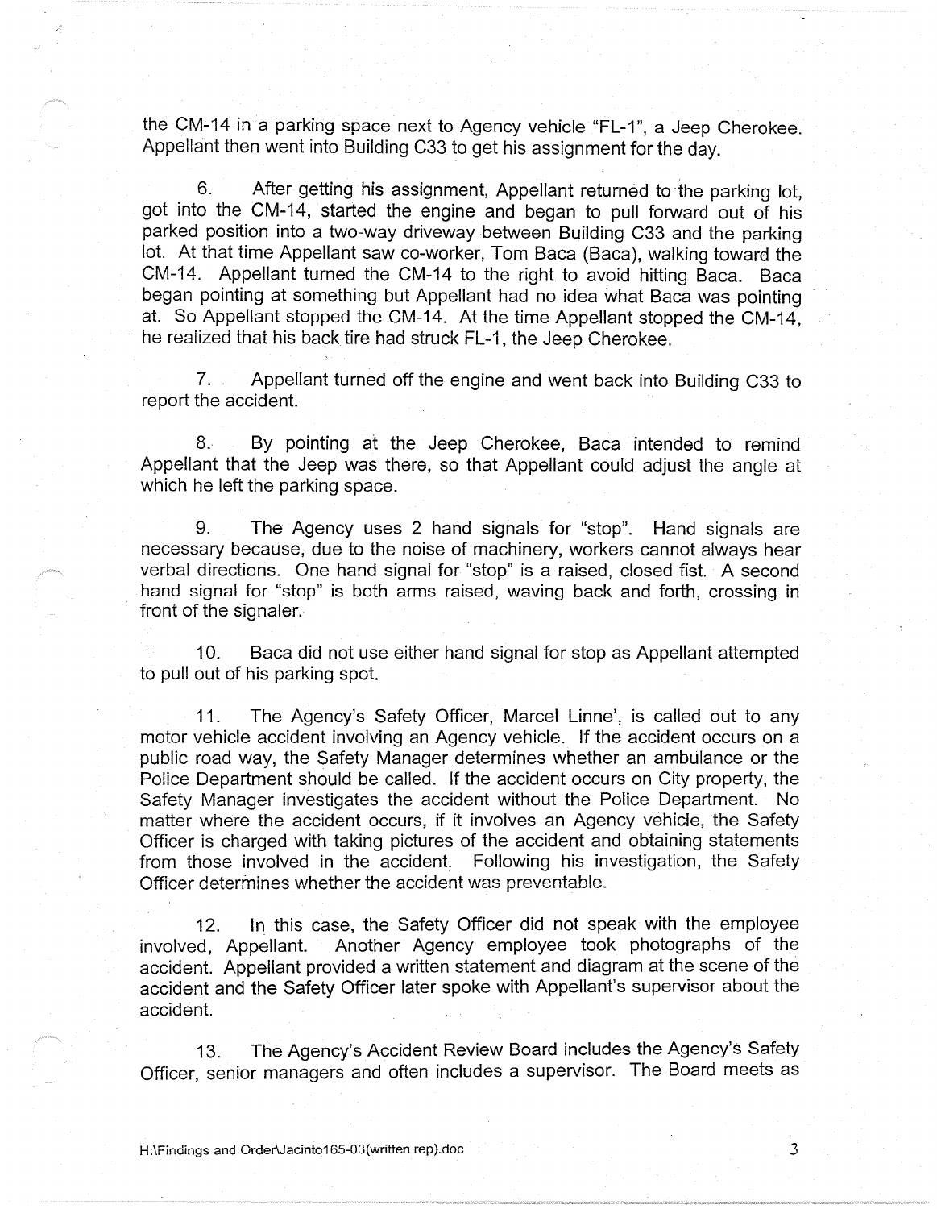the CM-14 in a parking space next to Agency vehicle "FL-1", a Jeep Cherokee. Appellant then went into Building C33 to get his assignment for the day.

6. After getting his assignment, Appellant returned to the parking lot, got into the CM-14, started the engine and began to pull forward out of his parked position into a two-way driveway between Building C33 and the parking lot. At that time Appellant saw co-worker, Tom Baca (Baca), walking toward the CM-14. Appellant turned the CM-14 to the right to avoid hitting Baca. Baca began pointing at something but Appellant had no idea what Baca was pointing at. So Appellant stopped the CM-14. At the time Appellant stopped the CM-14, he realized that his back tire had struck FL-1, the Jeep Cherokee.

7. Appellant turned off the engine and went back into Building C33 to report the accident.

8. By pointing at the Jeep Cherokee, Baca intended to remind Appellant that the Jeep was there, so that Appellant could adjust the angle at which he left the parking space.

9. The Agency uses 2 hand signals for "stop". Hand signals are necessary because, due to the noise of machinery, workers cannot always hear verbal directions. One hand signal for "stop" is a raised, closed fist. A second hand signal for "stop" is both arms raised, waving back and forth, crossing in front of the signaler.

10. Baca did not use either hand signal for stop as Appellant attempted to pull out of his parking spot.

11. The Agency's Safety Officer, Marcel Linne', is called out to any motor vehicle accident involving an Agency vehicle. If the accident occurs on a public road way, the Safety Manager determines whether an ambulance or the Police Department should be called. If the accident occurs on City property, the Safety Manager investigates the accident without the Police Department. No matter where the accident occurs, if it involves an Agency vehicle, the Safety Officer is charged with taking pictures of the accident and obtaining statements from those involved in the accident. Following his investigation, the Safety Officer determines whether the accident was preventable.

12. In this case, the Safety Officer did not speak with the employee involved, Appellant. Another Agency employee took photographs of the accident. Appellant provided a written statement and diagram at the scene of the accident and the Safety Officer later spoke with Appellant's supervisor about the accident.

13. The Agency's Accident Review Board includes the Agency's Safety Officer, senior managers and often includes a supervisor. The Board meets as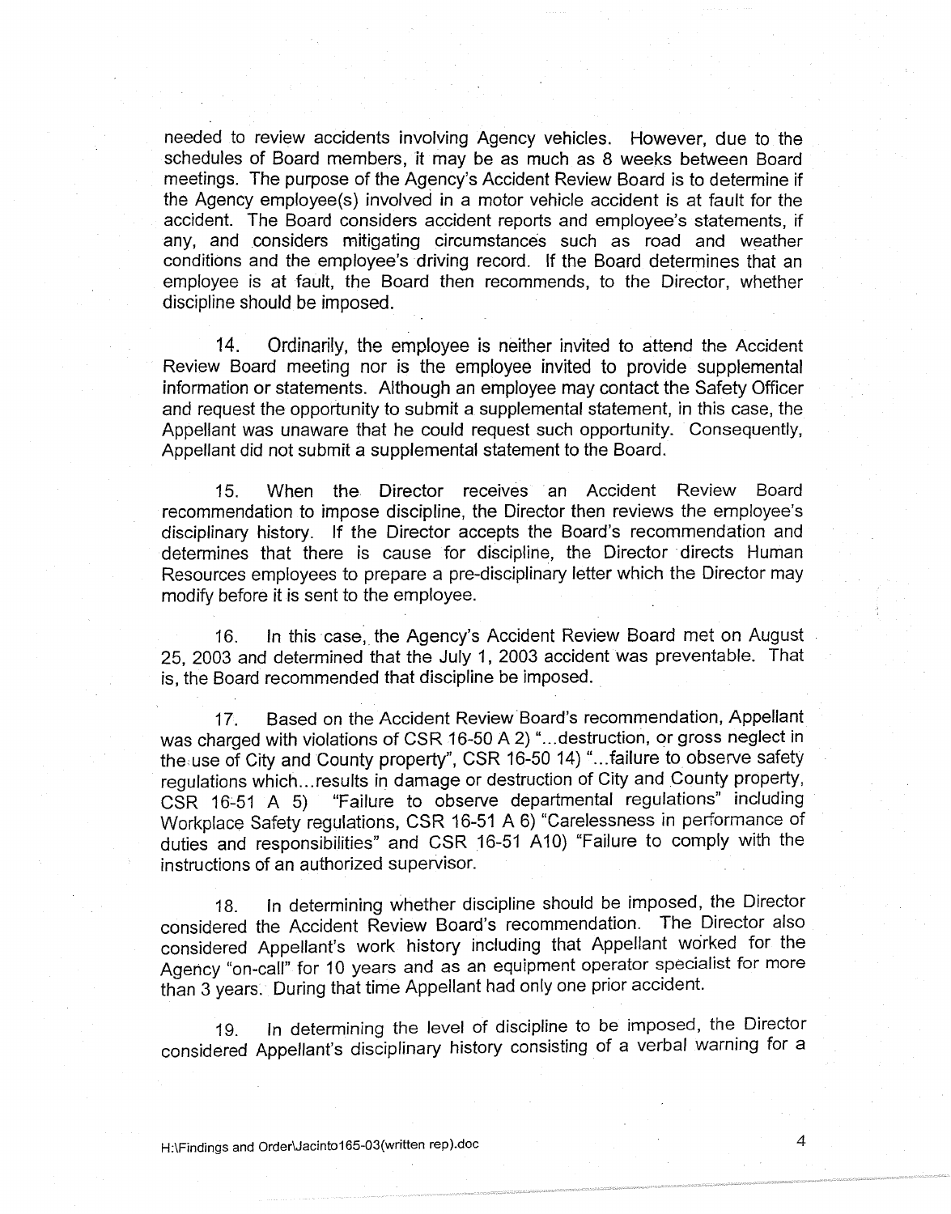needed to review accidents involving Agency vehicles. However, due to the schedules of Board members, it may be as much as 8 weeks between Board meetings. The purpose of the Agency's Accident Review Board is to determine if the Agency employee(s) involved in a motor vehicle accident is at fault for the accident. The Board considers accident reports and employee's statements, if any, and considers mitigating circumstances such as road and weather conditions and the employee's driving record. If the Board determines that an employee is at fault, the Board then recommends, to the Director, whether discipline should be imposed.

14. Ordinarily, the employee is neither invited to attend the Accident Review Board meeting nor is the employee invited to provide supplemental information or statements. Although an employee may contact the Safety Officer and request the opportunity to submit a supplemental statement, in this case, the Appellant was unaware that he could request such opportunity. Consequently, Appellant did not submit a supplemental statement to the Board.

15. When the Director receives an Accident Review Board recommendation to impose discipline, the Director then reviews the employee's disciplinary history. If the Director accepts the Board's recommendation and determines that there is cause for discipline, the Director directs Human Resources employees to prepare a pre-disciplinary letter which the Director may modify before it is sent to the employee.

16. In this case, the Agency's Accident Review Board met on August 25, 2003 and determined that the July 1, 2003 accident was preventable. That is, the Board recommended that discipline be imposed.

17. Based on the Accident Review Board's recommendation, Appellant was charged with violations of CSR 16-50 A 2) "...destruction, or gross neglect in the use of City and County property", CSR 16-50 14) "...failure to observe safety regulations which...results in damage or destruction of City and County property, CSR 16-51 A 5) "Failure to observe departmental regulations" including Workplace Safety regulations, CSR 16-51 A 6) "Carelessness in performance of duties and responsibilities" and CSR 16-51 A10) "Failure to comply with the instructions of an authorized supervisor.

18. In determining whether discipline should be imposed, the Director considered the Accident Review Board's recommendation. The Director also considered Appellant's work history including that Appellant worked for the Agency "on-call" for 10 years and as an equipment operator specialist for more than 3 years. During that time Appellant had only one prior accident.

19. In determining the level of discipline to be imposed, the Director considered Appellant's disciplinary history consisting of a verbal warning for a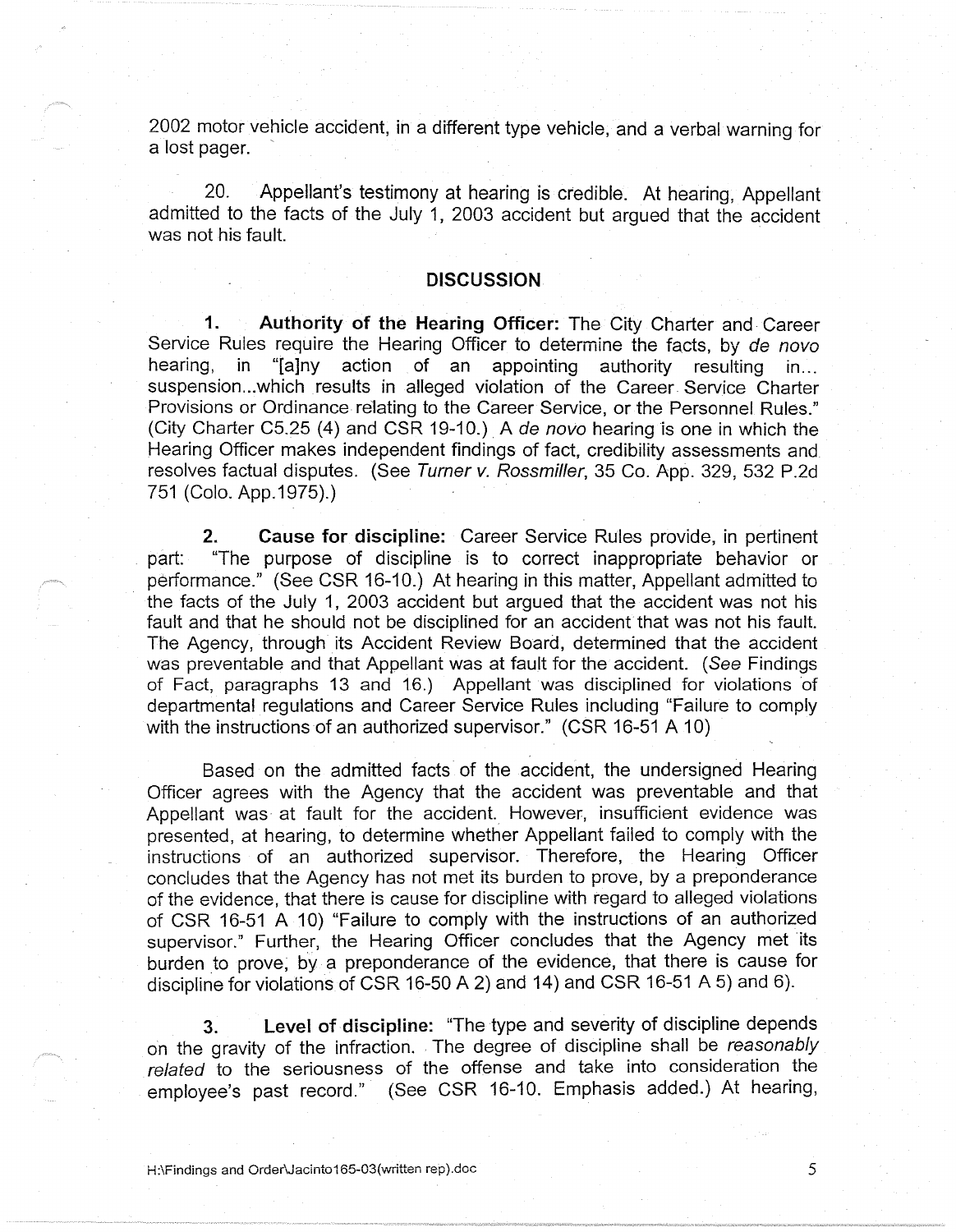2002 motor vehicle accident, in a different type vehicle, and a verbal warning for a lost pager.

20. Appellant's testimony at hearing is credible. At hearing, Appellant admitted to the facts of the July 1, 2003 accident but argued that the accident was not his fault.

## DISCUSSION

**1. Authority of the Hearing Officer:** The City Charter and Career Service Rules require the Hearing Officer to determine the facts, by *de novo* hearing, in "[a]ny action of an appointing authority resulting in... suspension...which results in alleged violation of the Career Service Charter Provisions or Ordinance relating to the Career Service, or the Personnel Rules." (City Charter C5.25 (4) and CSR 19-10.) A *de novo* hearing is one in which the Hearing Officer makes independent findings of fact, credibility assessments and resolves factual disputes. (See *Turner v. Rossmiller*, 35 Co. App. 329, 532 P.2d 751 (Colo. App.1975).)

**2. Cause for discipline:** Career Service Rules provide, in pertinent part: "The purpose of discipline is to correct inappropriate behavior or performance." (See CSR 16-10.) At hearing in this matter, Appellant admitted to the facts of the July 1, 2003 accident but argued that the accident was not his fault and that he should not be disciplined for an accident that was not his fault. The Agency, through its Accident Review Board, determined that the accident was preventable and that Appellant was at fault for the accident. (*See* Findings of Fact, paragraphs 13 and 16.) Appellant was disciplined for violations of departmental regulations and Career Service Rules including "Failure to comply with the instructions of an authorized supervisor." (CSR 16-51 A 10)

Based on the admitted facts of the accident, the undersigned Hearing Officer agrees with the Agency that the accident was preventable and that Appellant was at fault for the accident. However, insufficient evidence was presented, at hearing, to determine whether Appellant failed to comply with the instructions of an authorized supervisor. Therefore, the Hearing Officer concludes that the Agency has not met its burden to prove, by a preponderance of the evidence, that there is cause for discipline with regard to alleged violations of CSR 16-51 A 10) "Failure to comply with the instructions of an authorized supervisor." Further, the Hearing Officer concludes that the Agency met its burden to prove, by a preponderance of the evidence, that there is cause for discipline for violations of CSR 16-50 A 2) and 14) and CSR 16-51 A 5) and 6).

**3. Level of discipline:** "The type and severity of discipline depends on the gravity of the infraction. The degree of discipline shall be *reasonably related* to the seriousness of the offense and take into consideration the employee's past record." (See CSR 16-10. Emphasis added.) At hearing,

H:\Findings and Order\Jacinto165-03(written rep).doc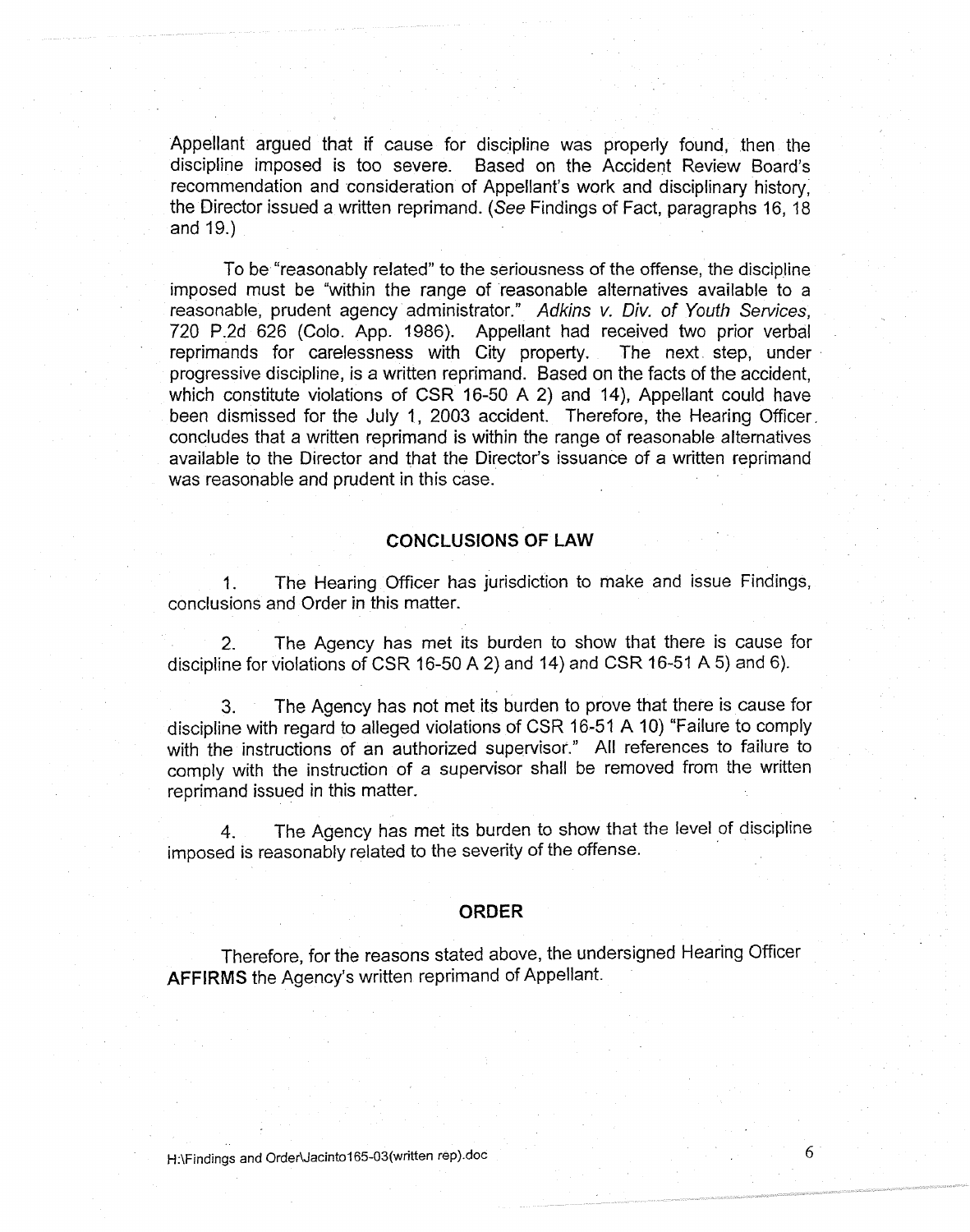Appellant argued that if cause for discipline was properly found, then the discipline imposed is too severe. Based on the Accident Review Board's recommendation and consideration of Appellant's work and disciplinary history, the Director issued a written reprimand. (*See* Findings of Fact, paragraphs 16, 18 and 19.)

To be "reasonably related" to the seriousness of the offense, the discipline imposed must be "within the range of reasonable alternatives available to a reasonable, prudent agency administrator." *Adkins v. Div. of Youth Services*, 720 P.2d 626 (Colo. App. 1986). Appellant had received two prior verbal reprimands for carelessness with City property. The next step, under progressive discipline, is a written reprimand. Based on the facts of the accident, which constitute violations of CSR 16-50 A 2) and 14), Appellant could have been dismissed for the July 1, 2003 accident. Therefore, the Hearing Officer concludes that a written reprimand is within the range of reasonable alternatives available to the Director and that the Director's issuance of a written reprimand was reasonable and prudent in this case.

## CONCLUSIONS OF LAW

1. The Hearing Officer has jurisdiction to make and issue Findings, conclusions and Order in this matter.

2. The Agency has met its burden to show that there is cause for discipline for violations of CSR 16-50 A 2) and 14) and CSR 16-51 A 5) and 6).

3. The Agency has not met its burden to prove that there is cause for discipline with regard to alleged violations of CSR 16-51 A 10) "Failure to comply with the instructions of an authorized supervisor." All references to failure to comply with the instruction of a supervisor shall be removed from the written reprimand issued in this matter.

4. The Agency has met its burden to show that the level of discipline imposed is reasonably related to the severity of the offense.

## ORDER

Therefore, for the reasons stated above, the undersigned Hearing Officer **AFFIRMS** the Agency's written reprimand of Appellant.

H:\Findings and Order\Jacinto165-03(written rep).doc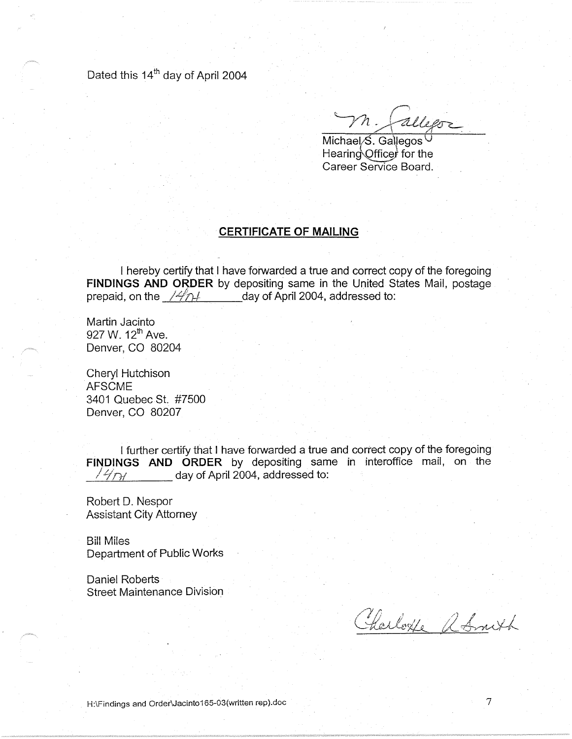Dated this 14th day of April 2004

M. Gallegos

Michael S. Gallegos
Hearing Officer for the
Career Service Board.

## CERTIFICATE OF MAILING

I hereby certify that I have forwarded a true and correct copy of the foregoing **FINDINGS AND ORDER** by depositing same in the United States Mail, postage prepaid, on the 14th day of April 2004, addressed to:

Martin Jacinto
927 W. 12th Ave.
Denver, CO 80204

Cheryl Hutchison
AFSCME
3401 Quebec St. #7500
Denver, CO 80207

I further certify that I have forwarded a true and correct copy of the foregoing **FINDINGS AND ORDER** by depositing same in interoffice mail, on the 14th day of April 2004, addressed to:

Robert D. Nespor
Assistant City Attorney

Bill Miles
Department of Public Works

Daniel Roberts
Street Maintenance Division

Charlotte A Smith

H:\Findings and Order\Jacinto165-03(written rep).doc